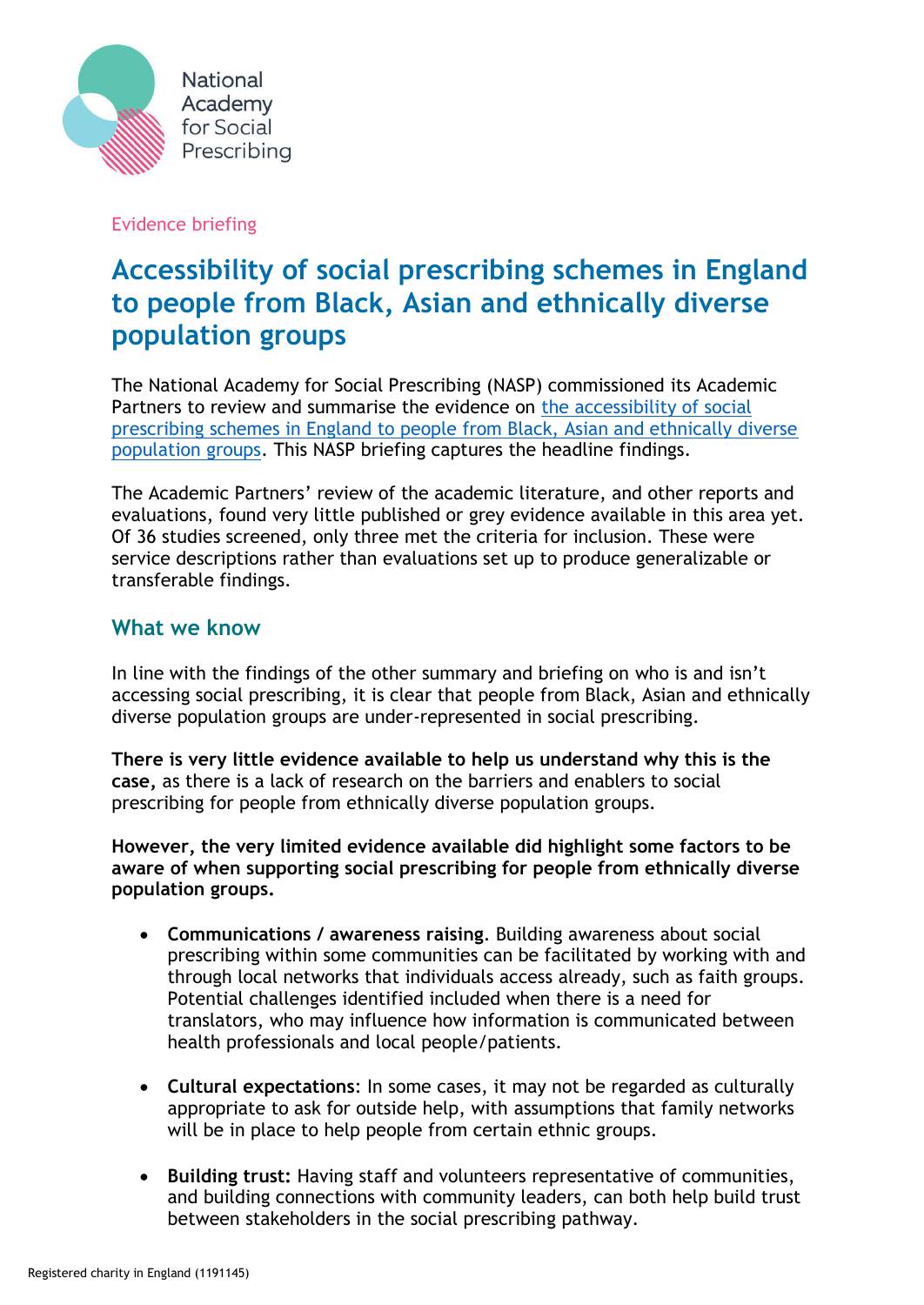National Academy for Social Prescribing

Evidence briefing

# Accessibility of social prescribing schemes in England to people from Black, Asian and ethnically diverse population groups

The National Academy for Social Prescribing (NASP) commissioned its Academic Partners to review and summarise the evidence on [the accessibility of social prescribing schemes in England to people from Black, Asian and ethnically diverse population groups](). This NASP briefing captures the headline findings.

The Academic Partners' review of the academic literature, and other reports and evaluations, found very little published or grey evidence available in this area yet. Of 36 studies screened, only three met the criteria for inclusion. These were service descriptions rather than evaluations set up to produce generalizable or transferable findings.

## What we know

In line with the findings of the other summary and briefing on who is and isn't accessing social prescribing, it is clear that people from Black, Asian and ethnically diverse population groups are under-represented in social prescribing.

**There is very little evidence available to help us understand why this is the case,** as there is a lack of research on the barriers and enablers to social prescribing for people from ethnically diverse population groups.

**However, the very limited evidence available did highlight some factors to be aware of when supporting social prescribing for people from ethnically diverse population groups.**

- **Communications / awareness raising**. Building awareness about social prescribing within some communities can be facilitated by working with and through local networks that individuals access already, such as faith groups. Potential challenges identified included when there is a need for translators, who may influence how information is communicated between health professionals and local people/patients.

- **Cultural expectations**: In some cases, it may not be regarded as culturally appropriate to ask for outside help, with assumptions that family networks will be in place to help people from certain ethnic groups.

- **Building trust:** Having staff and volunteers representative of communities, and building connections with community leaders, can both help build trust between stakeholders in the social prescribing pathway.

Registered charity in England (1191145)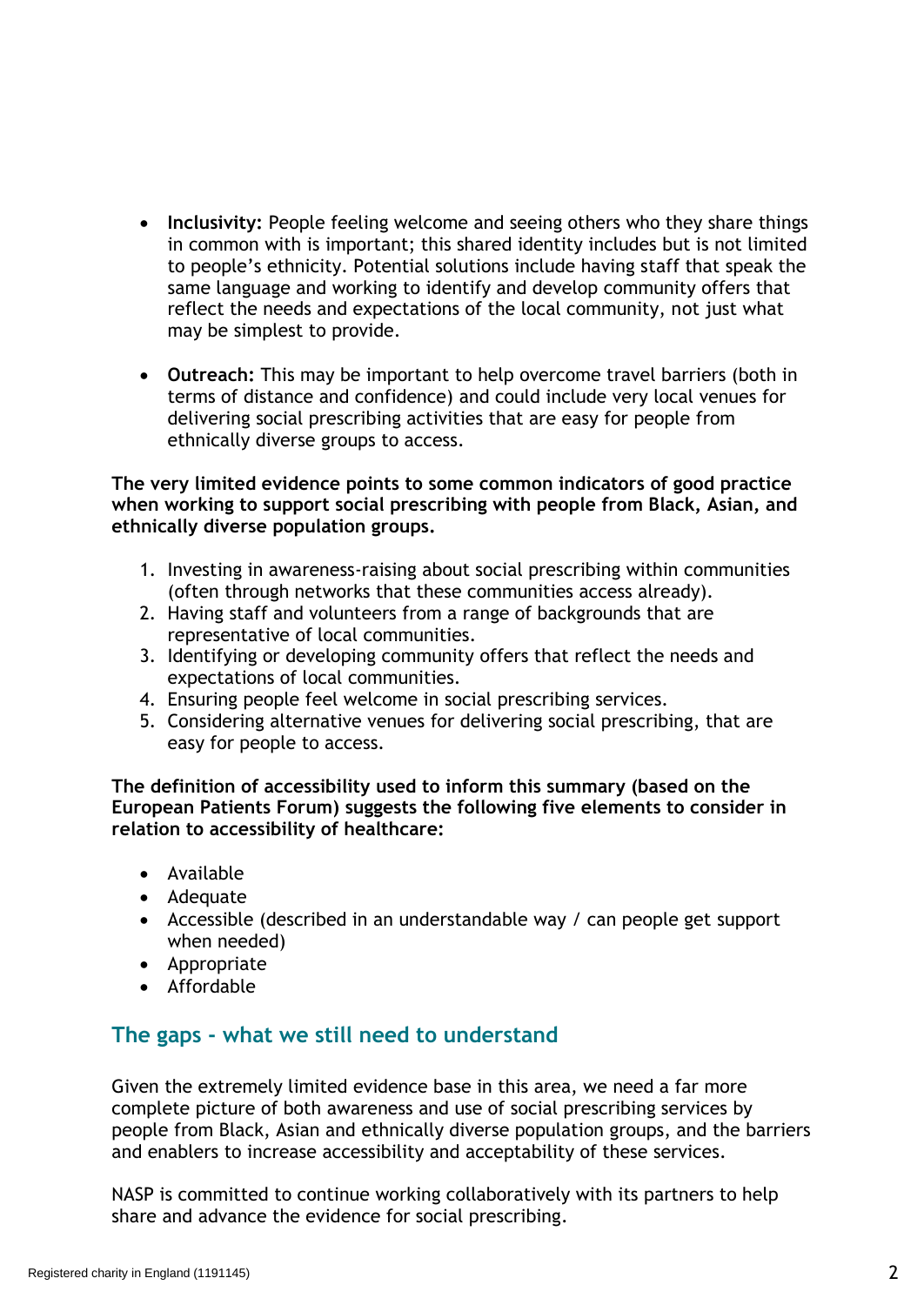- **Inclusivity:** People feeling welcome and seeing others who they share things in common with is important; this shared identity includes but is not limited to people's ethnicity. Potential solutions include having staff that speak the same language and working to identify and develop community offers that reflect the needs and expectations of the local community, not just what may be simplest to provide.

- **Outreach:** This may be important to help overcome travel barriers (both in terms of distance and confidence) and could include very local venues for delivering social prescribing activities that are easy for people from ethnically diverse groups to access.

**The very limited evidence points to some common indicators of good practice when working to support social prescribing with people from Black, Asian, and ethnically diverse population groups.**

1. Investing in awareness-raising about social prescribing within communities (often through networks that these communities access already).
2. Having staff and volunteers from a range of backgrounds that are representative of local communities.
3. Identifying or developing community offers that reflect the needs and expectations of local communities.
4. Ensuring people feel welcome in social prescribing services.
5. Considering alternative venues for delivering social prescribing, that are easy for people to access.

**The definition of accessibility used to inform this summary (based on the European Patients Forum) suggests the following five elements to consider in relation to accessibility of healthcare:**

- Available
- Adequate
- Accessible (described in an understandable way / can people get support when needed)
- Appropriate
- Affordable

## The gaps - what we still need to understand

Given the extremely limited evidence base in this area, we need a far more complete picture of both awareness and use of social prescribing services by people from Black, Asian and ethnically diverse population groups, and the barriers and enablers to increase accessibility and acceptability of these services.

NASP is committed to continue working collaboratively with its partners to help share and advance the evidence for social prescribing.

Registered charity in England (1191145)